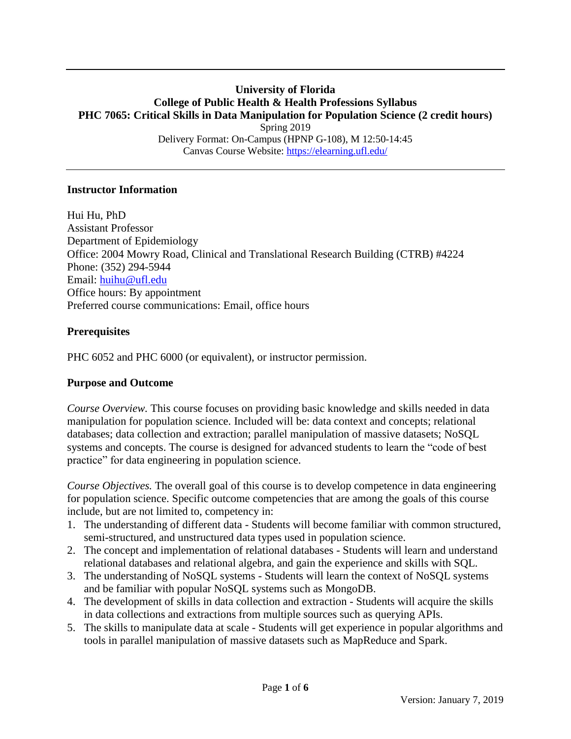# University of Florida
## College of Public Health & Health Professions Syllabus
## PHC 7065: Critical Skills in Data Manipulation for Population Science (2 credit hours)

Spring 2019
Delivery Format: On-Campus (HPNP G-108), M 12:50-14:45
Canvas Course Website: https://elearning.ufl.edu/

---

### Instructor Information

Hui Hu, PhD
Assistant Professor
Department of Epidemiology
Office: 2004 Mowry Road, Clinical and Translational Research Building (CTRB) #4224
Phone: (352) 294-5944
Email: huihu@ufl.edu
Office hours: By appointment
Preferred course communications: Email, office hours

### Prerequisites

PHC 6052 and PHC 6000 (or equivalent), or instructor permission.

### Purpose and Outcome

*Course Overview.* This course focuses on providing basic knowledge and skills needed in data manipulation for population science. Included will be: data context and concepts; relational databases; data collection and extraction; parallel manipulation of massive datasets; NoSQL systems and concepts. The course is designed for advanced students to learn the "code of best practice" for data engineering in population science.

*Course Objectives.* The overall goal of this course is to develop competence in data engineering for population science. Specific outcome competencies that are among the goals of this course include, but are not limited to, competency in:

1. The understanding of different data - Students will become familiar with common structured, semi-structured, and unstructured data types used in population science.
2. The concept and implementation of relational databases - Students will learn and understand relational databases and relational algebra, and gain the experience and skills with SQL.
3. The understanding of NoSQL systems - Students will learn the context of NoSQL systems and be familiar with popular NoSQL systems such as MongoDB.
4. The development of skills in data collection and extraction - Students will acquire the skills in data collections and extractions from multiple sources such as querying APIs.
5. The skills to manipulate data at scale - Students will get experience in popular algorithms and tools in parallel manipulation of massive datasets such as MapReduce and Spark.

Version: January 7, 2019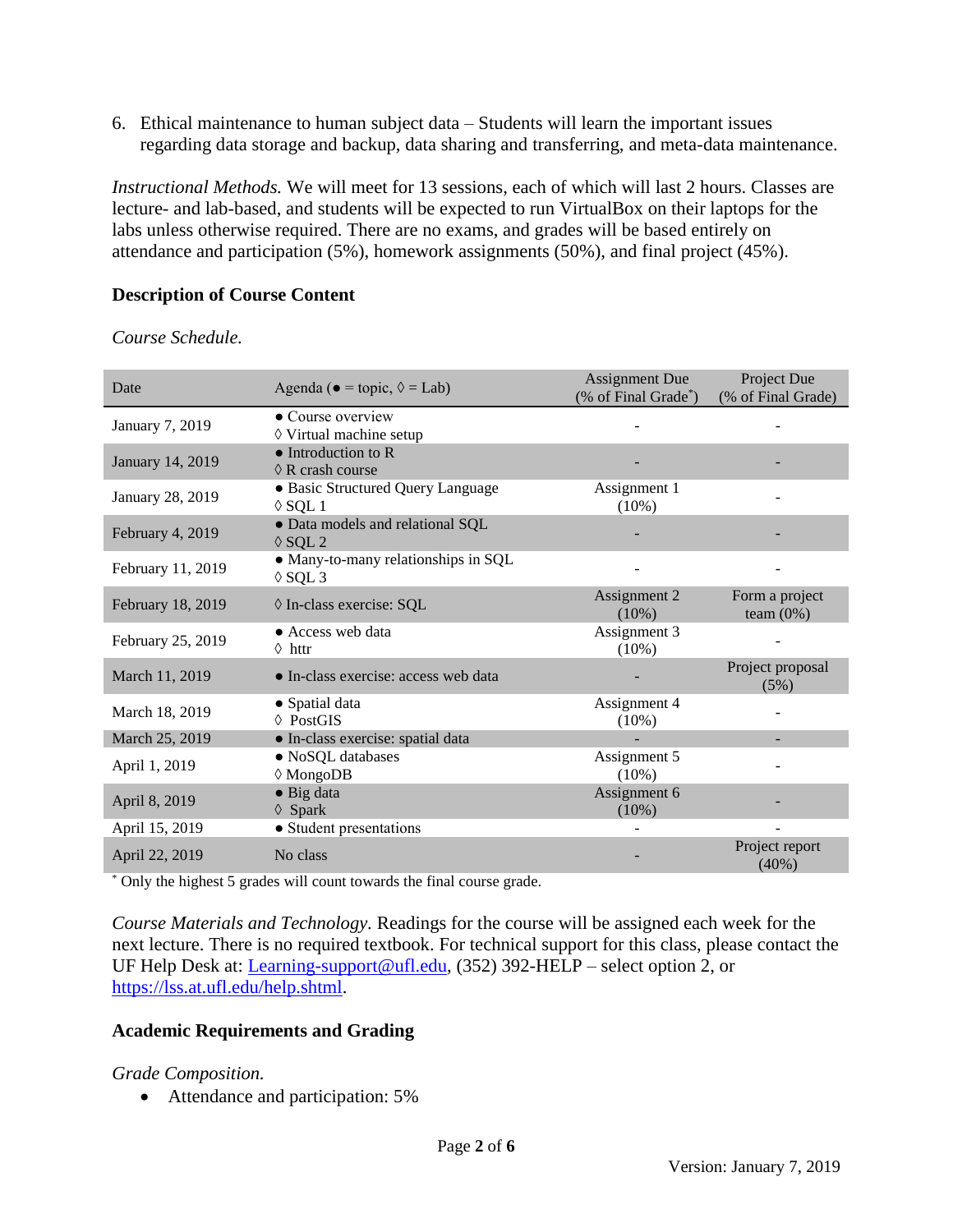6. Ethical maintenance to human subject data – Students will learn the important issues regarding data storage and backup, data sharing and transferring, and meta-data maintenance.

*Instructional Methods.* We will meet for 13 sessions, each of which will last 2 hours. Classes are lecture- and lab-based, and students will be expected to run VirtualBox on their laptops for the labs unless otherwise required. There are no exams, and grades will be based entirely on attendance and participation (5%), homework assignments (50%), and final project (45%).

## Description of Course Content

*Course Schedule.*

| Date | Agenda (● = topic, ◊ = Lab) | Assignment Due (% of Final Grade*) | Project Due (% of Final Grade) |
|---|---|---|---|
| January 7, 2019 | ● Course overview<br>◊ Virtual machine setup | - | - |
| January 14, 2019 | ● Introduction to R<br>◊ R crash course | - | - |
| January 28, 2019 | ● Basic Structured Query Language<br>◊ SQL 1 | Assignment 1 (10%) | - |
| February 4, 2019 | ● Data models and relational SQL<br>◊ SQL 2 | - | - |
| February 11, 2019 | ● Many-to-many relationships in SQL<br>◊ SQL 3 | - | - |
| February 18, 2019 | ◊ In-class exercise: SQL | Assignment 2 (10%) | Form a project team (0%) |
| February 25, 2019 | ● Access web data<br>◊ httr | Assignment 3 (10%) | - |
| March 11, 2019 | ● In-class exercise: access web data | - | Project proposal (5%) |
| March 18, 2019 | ● Spatial data<br>◊ PostGIS | Assignment 4 (10%) | - |
| March 25, 2019 | ● In-class exercise: spatial data | - | - |
| April 1, 2019 | ● NoSQL databases<br>◊ MongoDB | Assignment 5 (10%) | - |
| April 8, 2019 | ● Big data<br>◊ Spark | Assignment 6 (10%) | - |
| April 15, 2019 | ● Student presentations | - | - |
| April 22, 2019 | No class | - | Project report (40%) |

* Only the highest 5 grades will count towards the final course grade.

*Course Materials and Technology.* Readings for the course will be assigned each week for the next lecture. There is no required textbook. For technical support for this class, please contact the UF Help Desk at: Learning-support@ufl.edu, (352) 392-HELP – select option 2, or https://lss.at.ufl.edu/help.shtml.

## Academic Requirements and Grading

*Grade Composition.*

- Attendance and participation: 5%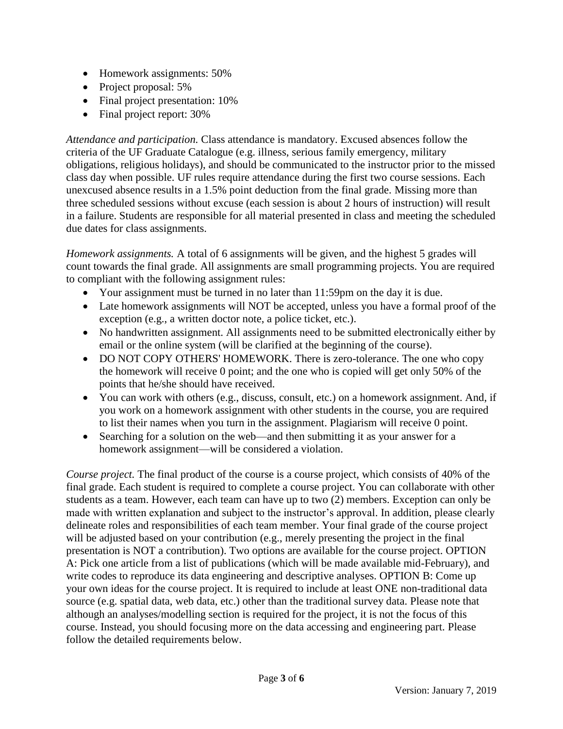- Homework assignments: 50%
- Project proposal: 5%
- Final project presentation: 10%
- Final project report: 30%

*Attendance and participation.* Class attendance is mandatory. Excused absences follow the criteria of the UF Graduate Catalogue (e.g. illness, serious family emergency, military obligations, religious holidays), and should be communicated to the instructor prior to the missed class day when possible. UF rules require attendance during the first two course sessions. Each unexcused absence results in a 1.5% point deduction from the final grade. Missing more than three scheduled sessions without excuse (each session is about 2 hours of instruction) will result in a failure. Students are responsible for all material presented in class and meeting the scheduled due dates for class assignments.

*Homework assignments.* A total of 6 assignments will be given, and the highest 5 grades will count towards the final grade. All assignments are small programming projects. You are required to compliant with the following assignment rules:

- Your assignment must be turned in no later than 11:59pm on the day it is due.
- Late homework assignments will NOT be accepted, unless you have a formal proof of the exception (e.g., a written doctor note, a police ticket, etc.).
- No handwritten assignment. All assignments need to be submitted electronically either by email or the online system (will be clarified at the beginning of the course).
- DO NOT COPY OTHERS' HOMEWORK. There is zero-tolerance. The one who copy the homework will receive 0 point; and the one who is copied will get only 50% of the points that he/she should have received.
- You can work with others (e.g., discuss, consult, etc.) on a homework assignment. And, if you work on a homework assignment with other students in the course, you are required to list their names when you turn in the assignment. Plagiarism will receive 0 point.
- Searching for a solution on the web—and then submitting it as your answer for a homework assignment—will be considered a violation.

*Course project.* The final product of the course is a course project, which consists of 40% of the final grade. Each student is required to complete a course project. You can collaborate with other students as a team. However, each team can have up to two (2) members. Exception can only be made with written explanation and subject to the instructor's approval. In addition, please clearly delineate roles and responsibilities of each team member. Your final grade of the course project will be adjusted based on your contribution (e.g., merely presenting the project in the final presentation is NOT a contribution). Two options are available for the course project. OPTION A: Pick one article from a list of publications (which will be made available mid-February), and write codes to reproduce its data engineering and descriptive analyses. OPTION B: Come up your own ideas for the course project. It is required to include at least ONE non-traditional data source (e.g. spatial data, web data, etc.) other than the traditional survey data. Please note that although an analyses/modelling section is required for the project, it is not the focus of this course. Instead, you should focusing more on the data accessing and engineering part. Please follow the detailed requirements below.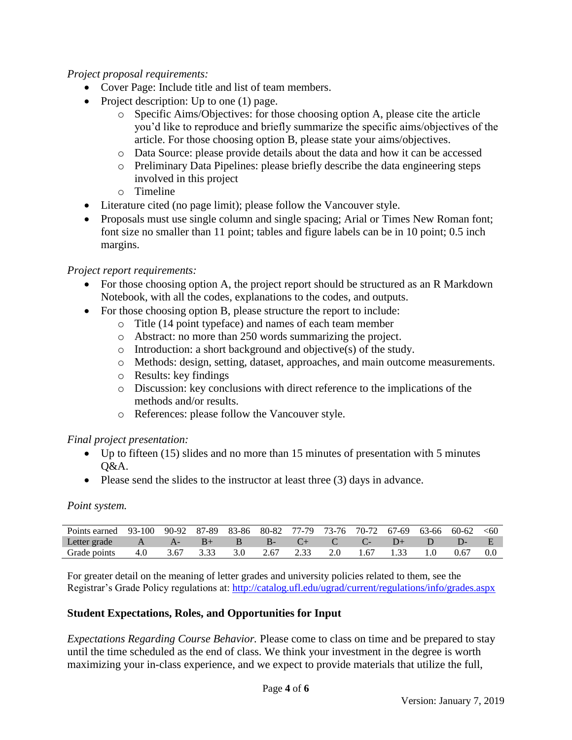*Project proposal requirements:*

- Cover Page: Include title and list of team members.
- Project description: Up to one (1) page.
    - Specific Aims/Objectives: for those choosing option A, please cite the article you'd like to reproduce and briefly summarize the specific aims/objectives of the article. For those choosing option B, please state your aims/objectives.
    - Data Source: please provide details about the data and how it can be accessed
    - Preliminary Data Pipelines: please briefly describe the data engineering steps involved in this project
    - Timeline
- Literature cited (no page limit); please follow the Vancouver style.
- Proposals must use single column and single spacing; Arial or Times New Roman font; font size no smaller than 11 point; tables and figure labels can be in 10 point; 0.5 inch margins.

*Project report requirements:*

- For those choosing option A, the project report should be structured as an R Markdown Notebook, with all the codes, explanations to the codes, and outputs.
- For those choosing option B, please structure the report to include:
    - Title (14 point typeface) and names of each team member
    - Abstract: no more than 250 words summarizing the project.
    - Introduction: a short background and objective(s) of the study.
    - Methods: design, setting, dataset, approaches, and main outcome measurements.
    - Results: key findings
    - Discussion: key conclusions with direct reference to the implications of the methods and/or results.
    - References: please follow the Vancouver style.

*Final project presentation:*

- Up to fifteen (15) slides and no more than 15 minutes of presentation with 5 minutes Q&A.
- Please send the slides to the instructor at least three (3) days in advance.

*Point system.*

| Points earned | 93-100 | 90-92 | 87-89 | 83-86 | 80-82 | 77-79 | 73-76 | 70-72 | 67-69 | 63-66 | 60-62 | <60 |
|---|---|---|---|---|---|---|---|---|---|---|---|---|
| Letter grade | A | A- | B+ | B | B- | C+ | C | C- | D+ | D | D- | E |
| Grade points | 4.0 | 3.67 | 3.33 | 3.0 | 2.67 | 2.33 | 2.0 | 1.67 | 1.33 | 1.0 | 0.67 | 0.0 |

For greater detail on the meaning of letter grades and university policies related to them, see the Registrar's Grade Policy regulations at: http://catalog.ufl.edu/ugrad/current/regulations/info/grades.aspx

## Student Expectations, Roles, and Opportunities for Input

*Expectations Regarding Course Behavior.* Please come to class on time and be prepared to stay until the time scheduled as the end of class. We think your investment in the degree is worth maximizing your in-class experience, and we expect to provide materials that utilize the full,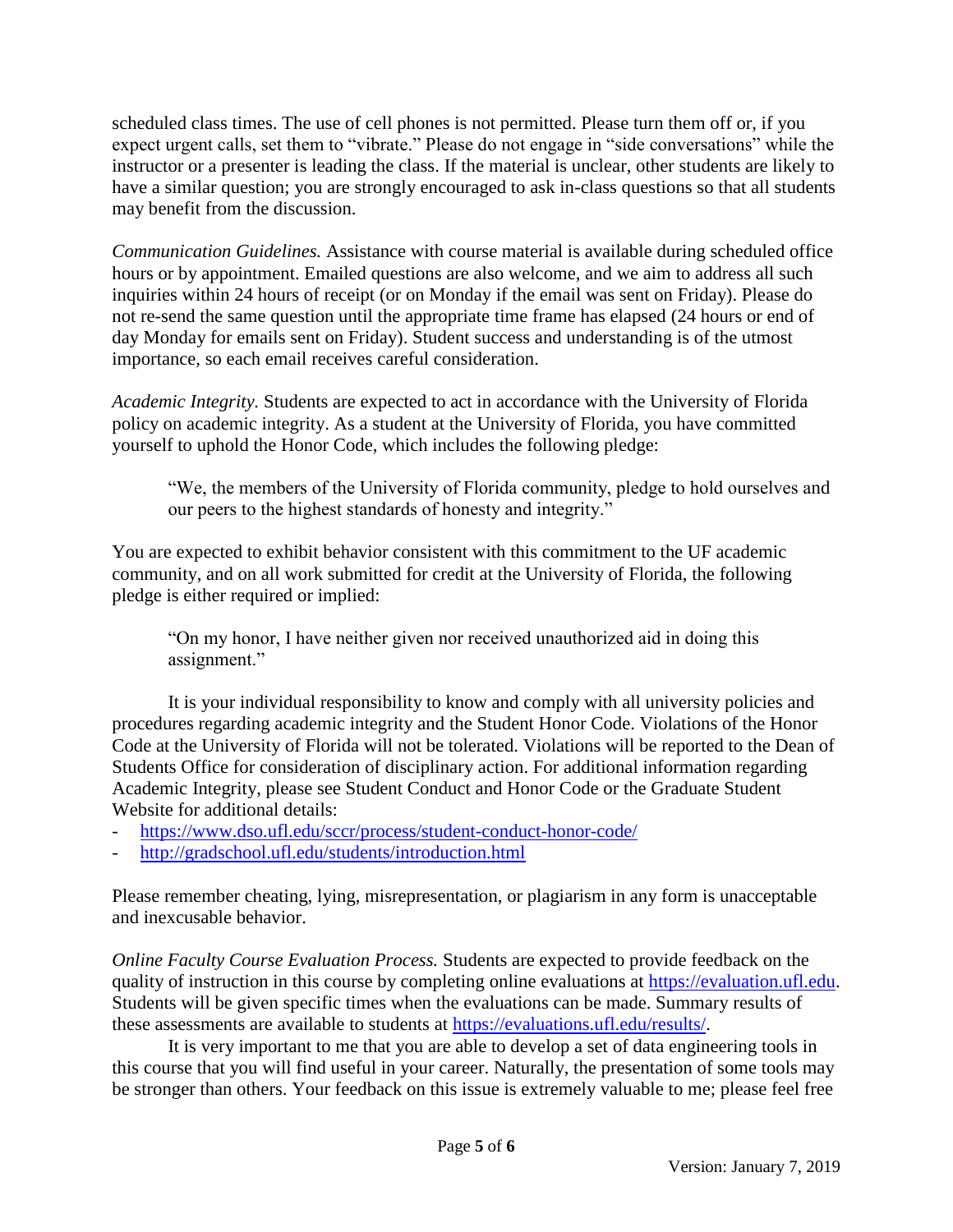scheduled class times. The use of cell phones is not permitted. Please turn them off or, if you expect urgent calls, set them to "vibrate." Please do not engage in "side conversations" while the instructor or a presenter is leading the class. If the material is unclear, other students are likely to have a similar question; you are strongly encouraged to ask in-class questions so that all students may benefit from the discussion.

*Communication Guidelines.* Assistance with course material is available during scheduled office hours or by appointment. Emailed questions are also welcome, and we aim to address all such inquiries within 24 hours of receipt (or on Monday if the email was sent on Friday). Please do not re-send the same question until the appropriate time frame has elapsed (24 hours or end of day Monday for emails sent on Friday). Student success and understanding is of the utmost importance, so each email receives careful consideration.

*Academic Integrity.* Students are expected to act in accordance with the University of Florida policy on academic integrity. As a student at the University of Florida, you have committed yourself to uphold the Honor Code, which includes the following pledge:

> "We, the members of the University of Florida community, pledge to hold ourselves and our peers to the highest standards of honesty and integrity."

You are expected to exhibit behavior consistent with this commitment to the UF academic community, and on all work submitted for credit at the University of Florida, the following pledge is either required or implied:

> "On my honor, I have neither given nor received unauthorized aid in doing this assignment."

It is your individual responsibility to know and comply with all university policies and procedures regarding academic integrity and the Student Honor Code. Violations of the Honor Code at the University of Florida will not be tolerated. Violations will be reported to the Dean of Students Office for consideration of disciplinary action. For additional information regarding Academic Integrity, please see Student Conduct and Honor Code or the Graduate Student Website for additional details:

- https://www.dso.ufl.edu/sccr/process/student-conduct-honor-code/
- http://gradschool.ufl.edu/students/introduction.html

Please remember cheating, lying, misrepresentation, or plagiarism in any form is unacceptable and inexcusable behavior.

*Online Faculty Course Evaluation Process.* Students are expected to provide feedback on the quality of instruction in this course by completing online evaluations at https://evaluation.ufl.edu. Students will be given specific times when the evaluations can be made. Summary results of these assessments are available to students at https://evaluations.ufl.edu/results/.

It is very important to me that you are able to develop a set of data engineering tools in this course that you will find useful in your career. Naturally, the presentation of some tools may be stronger than others. Your feedback on this issue is extremely valuable to me; please feel free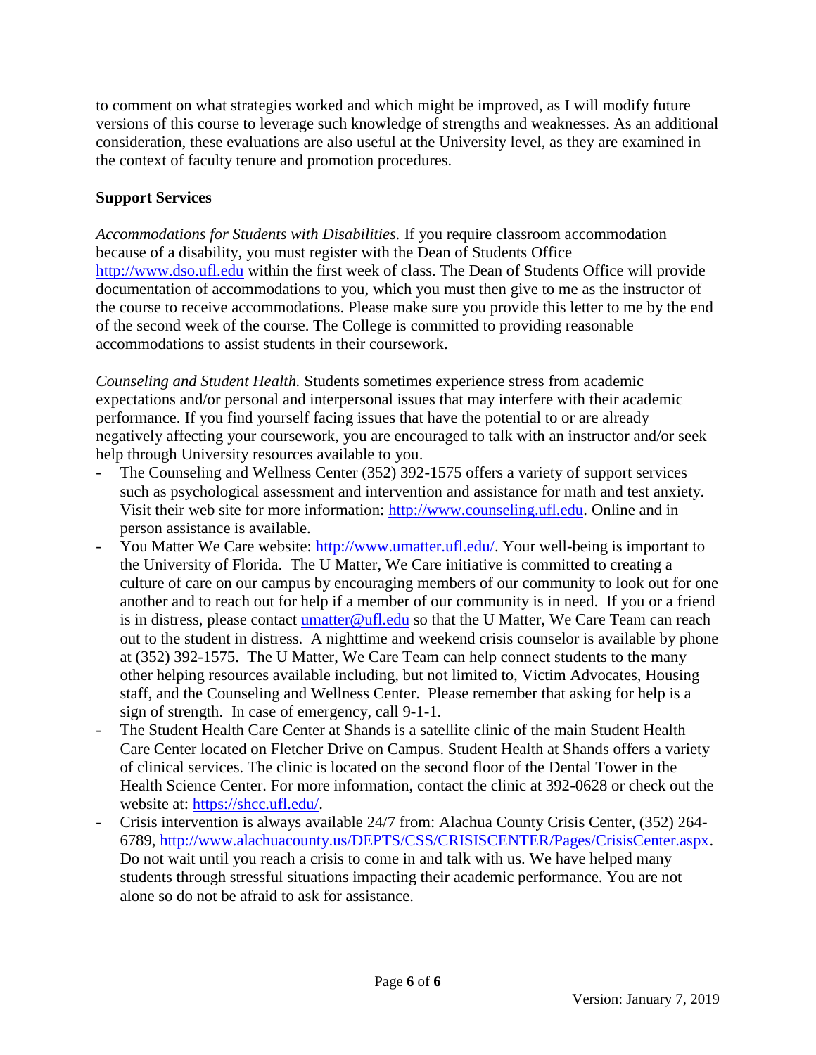to comment on what strategies worked and which might be improved, as I will modify future versions of this course to leverage such knowledge of strengths and weaknesses. As an additional consideration, these evaluations are also useful at the University level, as they are examined in the context of faculty tenure and promotion procedures.

**Support Services**

*Accommodations for Students with Disabilities.* If you require classroom accommodation because of a disability, you must register with the Dean of Students Office http://www.dso.ufl.edu within the first week of class. The Dean of Students Office will provide documentation of accommodations to you, which you must then give to me as the instructor of the course to receive accommodations. Please make sure you provide this letter to me by the end of the second week of the course. The College is committed to providing reasonable accommodations to assist students in their coursework.

*Counseling and Student Health.* Students sometimes experience stress from academic expectations and/or personal and interpersonal issues that may interfere with their academic performance. If you find yourself facing issues that have the potential to or are already negatively affecting your coursework, you are encouraged to talk with an instructor and/or seek help through University resources available to you.

- The Counseling and Wellness Center (352) 392-1575 offers a variety of support services such as psychological assessment and intervention and assistance for math and test anxiety. Visit their web site for more information: http://www.counseling.ufl.edu. Online and in person assistance is available.
- You Matter We Care website: http://www.umatter.ufl.edu/. Your well-being is important to the University of Florida. The U Matter, We Care initiative is committed to creating a culture of care on our campus by encouraging members of our community to look out for one another and to reach out for help if a member of our community is in need. If you or a friend is in distress, please contact umatter@ufl.edu so that the U Matter, We Care Team can reach out to the student in distress. A nighttime and weekend crisis counselor is available by phone at (352) 392-1575. The U Matter, We Care Team can help connect students to the many other helping resources available including, but not limited to, Victim Advocates, Housing staff, and the Counseling and Wellness Center. Please remember that asking for help is a sign of strength. In case of emergency, call 9-1-1.
- The Student Health Care Center at Shands is a satellite clinic of the main Student Health Care Center located on Fletcher Drive on Campus. Student Health at Shands offers a variety of clinical services. The clinic is located on the second floor of the Dental Tower in the Health Science Center. For more information, contact the clinic at 392-0628 or check out the website at: https://shcc.ufl.edu/.
- Crisis intervention is always available 24/7 from: Alachua County Crisis Center, (352) 264-6789, http://www.alachuacounty.us/DEPTS/CSS/CRISISCENTER/Pages/CrisisCenter.aspx. Do not wait until you reach a crisis to come in and talk with us. We have helped many students through stressful situations impacting their academic performance. You are not alone so do not be afraid to ask for assistance.

Version: January 7, 2019